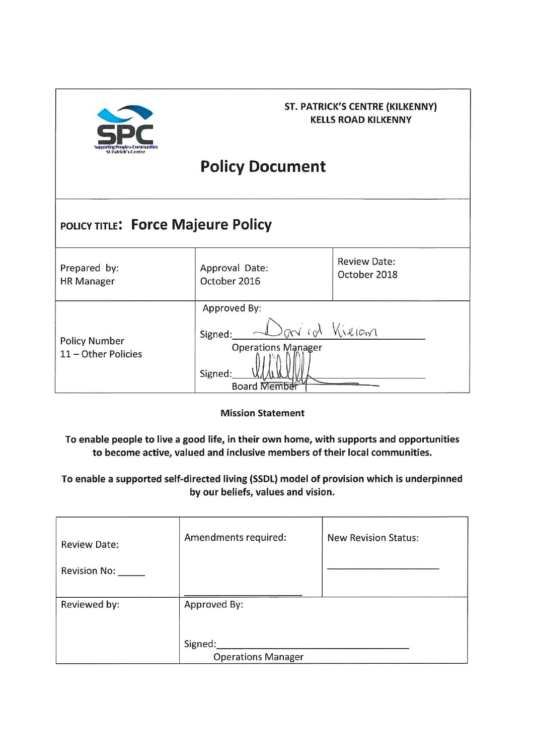ST. PATRICK'S CENTRE (KILKENNY)
KELLS ROAD KILKENNY

# Policy Document

**POLICY TITLE: Force Majeure Policy**

| Prepared by: HR Manager | Approval Date: October 2016 | Review Date: October 2018 |
|---|---|---|
| Policy Number 11 – Other Policies | Approved By: Signed: David Kieran Operations Manager Signed: ______ Board Member | |

**Mission Statement**

**To enable people to live a good life, in their own home, with supports and opportunities to become active, valued and inclusive members of their local communities.**

**To enable a supported self-directed living (SSDL) model of provision which is underpinned by our beliefs, values and vision.**

| Review Date: Revision No: _____ | Amendments required: ______________ | New Revision Status: ______________ |
|---|---|---|
| Reviewed by: | Approved By: Signed: ______________ Operations Manager | |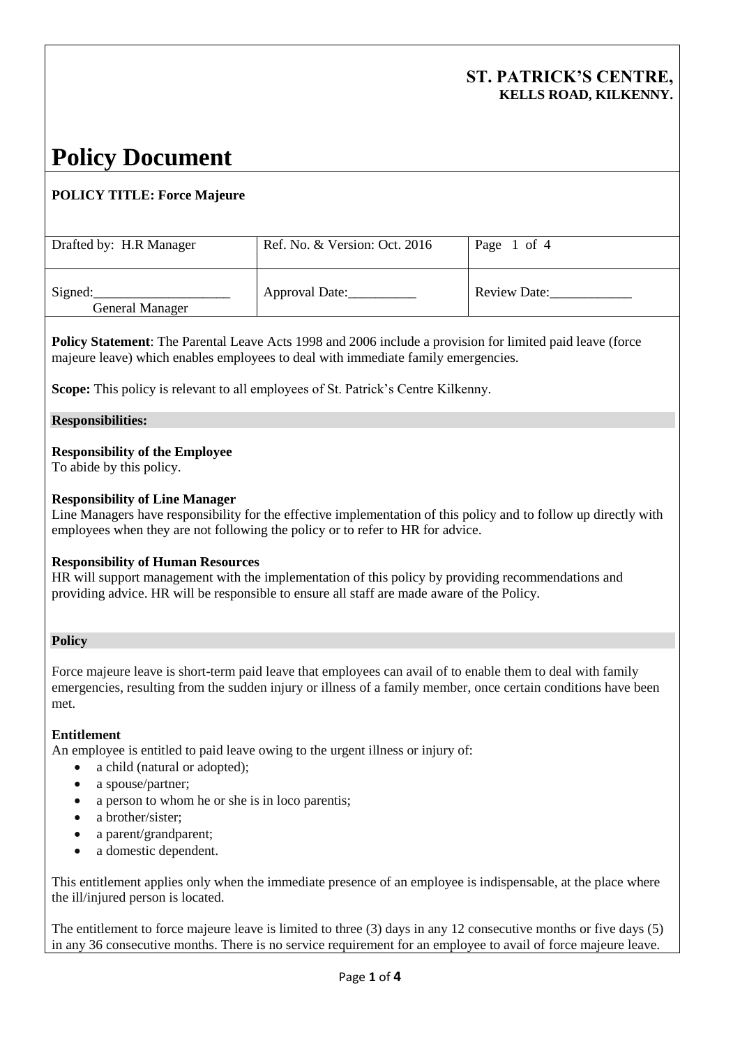**ST. PATRICK'S CENTRE,**
**KELLS ROAD, KILKENNY.**

# Policy Document

**POLICY TITLE: Force Majeure**

| Drafted by: H.R Manager | Ref. No. & Version: Oct. 2016 | Page 1 of 4 |
|---|---|---|
| Signed:____________________ General Manager | Approval Date:__________ | Review Date:____________ |

**Policy Statement**: The Parental Leave Acts 1998 and 2006 include a provision for limited paid leave (force majeure leave) which enables employees to deal with immediate family emergencies.

**Scope:** This policy is relevant to all employees of St. Patrick's Centre Kilkenny.

**Responsibilities:**

**Responsibility of the Employee**
To abide by this policy.

**Responsibility of Line Manager**
Line Managers have responsibility for the effective implementation of this policy and to follow up directly with employees when they are not following the policy or to refer to HR for advice.

**Responsibility of Human Resources**
HR will support management with the implementation of this policy by providing recommendations and providing advice. HR will be responsible to ensure all staff are made aware of the Policy.

**Policy**

Force majeure leave is short-term paid leave that employees can avail of to enable them to deal with family emergencies, resulting from the sudden injury or illness of a family member, once certain conditions have been met.

**Entitlement**
An employee is entitled to paid leave owing to the urgent illness or injury of:

- a child (natural or adopted);
- a spouse/partner;
- a person to whom he or she is in loco parentis;
- a brother/sister;
- a parent/grandparent;
- a domestic dependent.

This entitlement applies only when the immediate presence of an employee is indispensable, at the place where the ill/injured person is located.

The entitlement to force majeure leave is limited to three (3) days in any 12 consecutive months or five days (5) in any 36 consecutive months. There is no service requirement for an employee to avail of force majeure leave.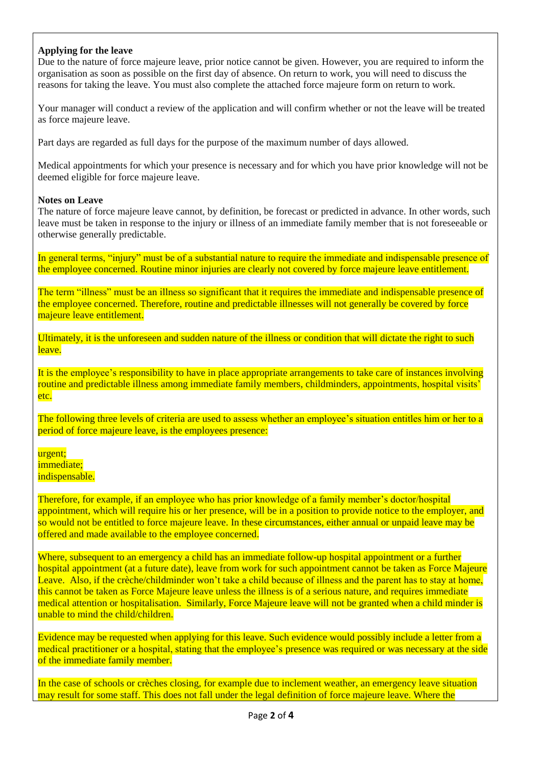**Applying for the leave**

Due to the nature of force majeure leave, prior notice cannot be given. However, you are required to inform the organisation as soon as possible on the first day of absence. On return to work, you will need to discuss the reasons for taking the leave. You must also complete the attached force majeure form on return to work.

Your manager will conduct a review of the application and will confirm whether or not the leave will be treated as force majeure leave.

Part days are regarded as full days for the purpose of the maximum number of days allowed.

Medical appointments for which your presence is necessary and for which you have prior knowledge will not be deemed eligible for force majeure leave.

**Notes on Leave**

The nature of force majeure leave cannot, by definition, be forecast or predicted in advance. In other words, such leave must be taken in response to the injury or illness of an immediate family member that is not foreseeable or otherwise generally predictable.

In general terms, "injury" must be of a substantial nature to require the immediate and indispensable presence of the employee concerned. Routine minor injuries are clearly not covered by force majeure leave entitlement.

The term "illness" must be an illness so significant that it requires the immediate and indispensable presence of the employee concerned. Therefore, routine and predictable illnesses will not generally be covered by force majeure leave entitlement.

Ultimately, it is the unforeseen and sudden nature of the illness or condition that will dictate the right to such leave.

It is the employee's responsibility to have in place appropriate arrangements to take care of instances involving routine and predictable illness among immediate family members, childminders, appointments, hospital visits' etc.

The following three levels of criteria are used to assess whether an employee's situation entitles him or her to a period of force majeure leave, is the employees presence:

urgent;
immediate;
indispensable.

Therefore, for example, if an employee who has prior knowledge of a family member's doctor/hospital appointment, which will require his or her presence, will be in a position to provide notice to the employer, and so would not be entitled to force majeure leave. In these circumstances, either annual or unpaid leave may be offered and made available to the employee concerned.

Where, subsequent to an emergency a child has an immediate follow-up hospital appointment or a further hospital appointment (at a future date), leave from work for such appointment cannot be taken as Force Majeure Leave. Also, if the crèche/childminder won't take a child because of illness and the parent has to stay at home, this cannot be taken as Force Majeure leave unless the illness is of a serious nature, and requires immediate medical attention or hospitalisation. Similarly, Force Majeure leave will not be granted when a child minder is unable to mind the child/children.

Evidence may be requested when applying for this leave. Such evidence would possibly include a letter from a medical practitioner or a hospital, stating that the employee's presence was required or was necessary at the side of the immediate family member.

In the case of schools or crèches closing, for example due to inclement weather, an emergency leave situation may result for some staff. This does not fall under the legal definition of force majeure leave. Where the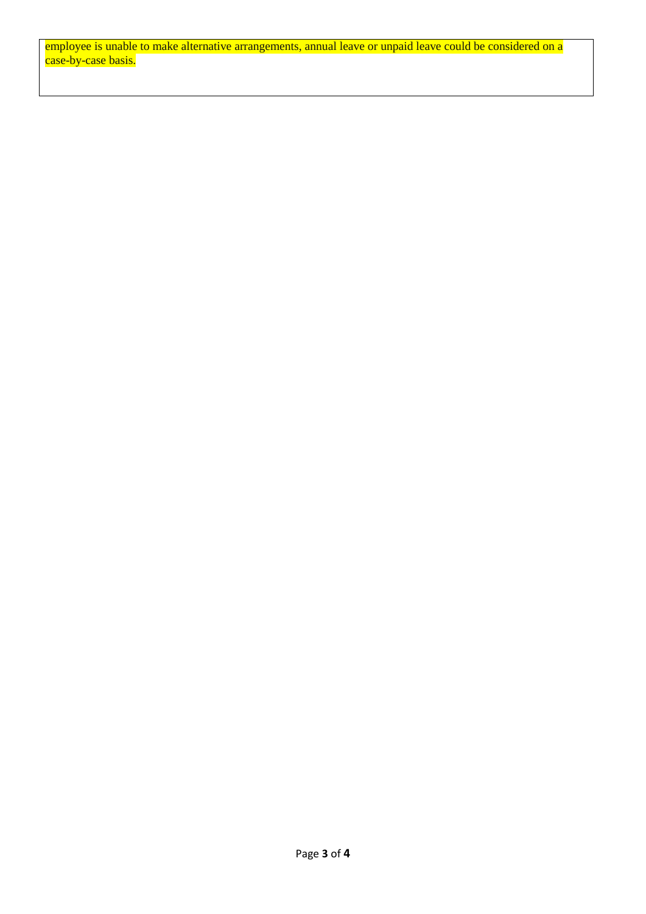employee is unable to make alternative arrangements, annual leave or unpaid leave could be considered on a case-by-case basis.